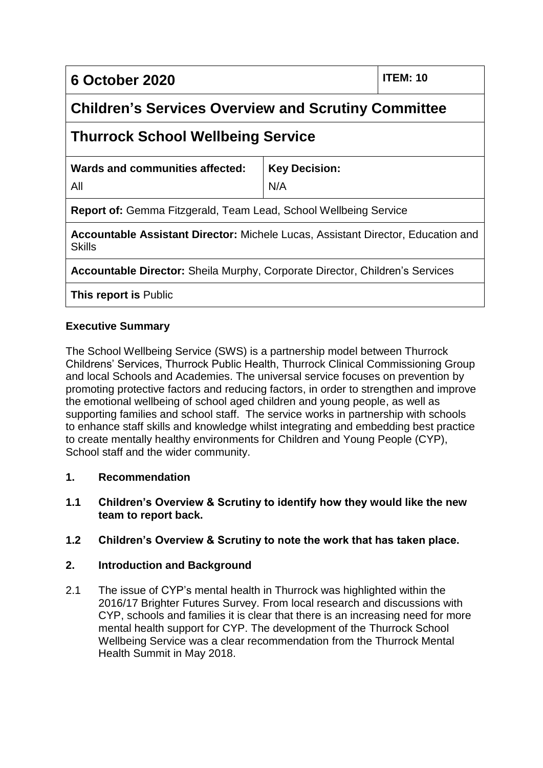| 6 October 2020 | | ITEM: 10 |
|---|---|---|
| **Children's Services Overview and Scrutiny Committee** | | |
| **Thurrock School Wellbeing Service** | | |
| **Wards and communities affected:** All | **Key Decision:** N/A | |
| **Report of:** Gemma Fitzgerald, Team Lead, School Wellbeing Service | | |
| **Accountable Assistant Director:** Michele Lucas, Assistant Director, Education and Skills | | |
| **Accountable Director:** Sheila Murphy, Corporate Director, Children's Services | | |
| **This report is** Public | | |

**Executive Summary**

The School Wellbeing Service (SWS) is a partnership model between Thurrock Childrens' Services, Thurrock Public Health, Thurrock Clinical Commissioning Group and local Schools and Academies. The universal service focuses on prevention by promoting protective factors and reducing factors, in order to strengthen and improve the emotional wellbeing of school aged children and young people, as well as supporting families and school staff. The service works in partnership with schools to enhance staff skills and knowledge whilst integrating and embedding best practice to create mentally healthy environments for Children and Young People (CYP), School staff and the wider community.

**1. Recommendation**

**1.1 Children's Overview & Scrutiny to identify how they would like the new team to report back.**

**1.2 Children's Overview & Scrutiny to note the work that has taken place.**

**2. Introduction and Background**

2.1 The issue of CYP's mental health in Thurrock was highlighted within the 2016/17 Brighter Futures Survey. From local research and discussions with CYP, schools and families it is clear that there is an increasing need for more mental health support for CYP. The development of the Thurrock School Wellbeing Service was a clear recommendation from the Thurrock Mental Health Summit in May 2018.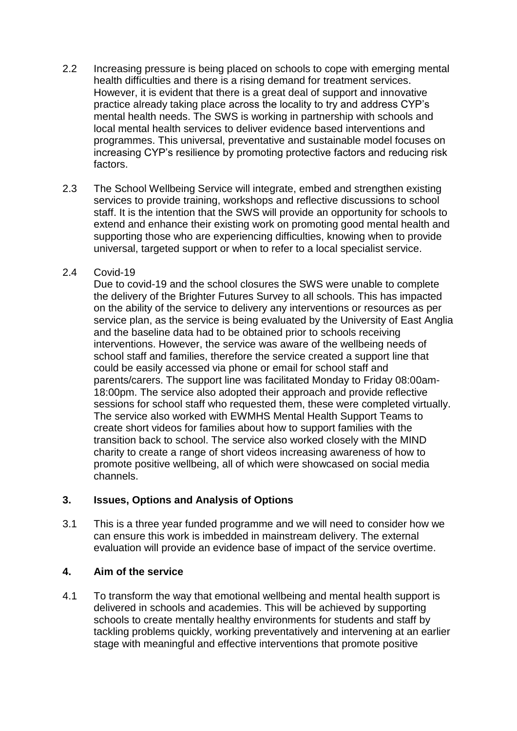2.2 Increasing pressure is being placed on schools to cope with emerging mental health difficulties and there is a rising demand for treatment services. However, it is evident that there is a great deal of support and innovative practice already taking place across the locality to try and address CYP's mental health needs. The SWS is working in partnership with schools and local mental health services to deliver evidence based interventions and programmes. This universal, preventative and sustainable model focuses on increasing CYP's resilience by promoting protective factors and reducing risk factors.

2.3 The School Wellbeing Service will integrate, embed and strengthen existing services to provide training, workshops and reflective discussions to school staff. It is the intention that the SWS will provide an opportunity for schools to extend and enhance their existing work on promoting good mental health and supporting those who are experiencing difficulties, knowing when to provide universal, targeted support or when to refer to a local specialist service.

2.4 Covid-19

Due to covid-19 and the school closures the SWS were unable to complete the delivery of the Brighter Futures Survey to all schools. This has impacted on the ability of the service to delivery any interventions or resources as per service plan, as the service is being evaluated by the University of East Anglia and the baseline data had to be obtained prior to schools receiving interventions. However, the service was aware of the wellbeing needs of school staff and families, therefore the service created a support line that could be easily accessed via phone or email for school staff and parents/carers. The support line was facilitated Monday to Friday 08:00am-18:00pm. The service also adopted their approach and provide reflective sessions for school staff who requested them, these were completed virtually. The service also worked with EWMHS Mental Health Support Teams to create short videos for families about how to support families with the transition back to school. The service also worked closely with the MIND charity to create a range of short videos increasing awareness of how to promote positive wellbeing, all of which were showcased on social media channels.

## 3. Issues, Options and Analysis of Options

3.1 This is a three year funded programme and we will need to consider how we can ensure this work is imbedded in mainstream delivery. The external evaluation will provide an evidence base of impact of the service overtime.

## 4. Aim of the service

4.1 To transform the way that emotional wellbeing and mental health support is delivered in schools and academies. This will be achieved by supporting schools to create mentally healthy environments for students and staff by tackling problems quickly, working preventatively and intervening at an earlier stage with meaningful and effective interventions that promote positive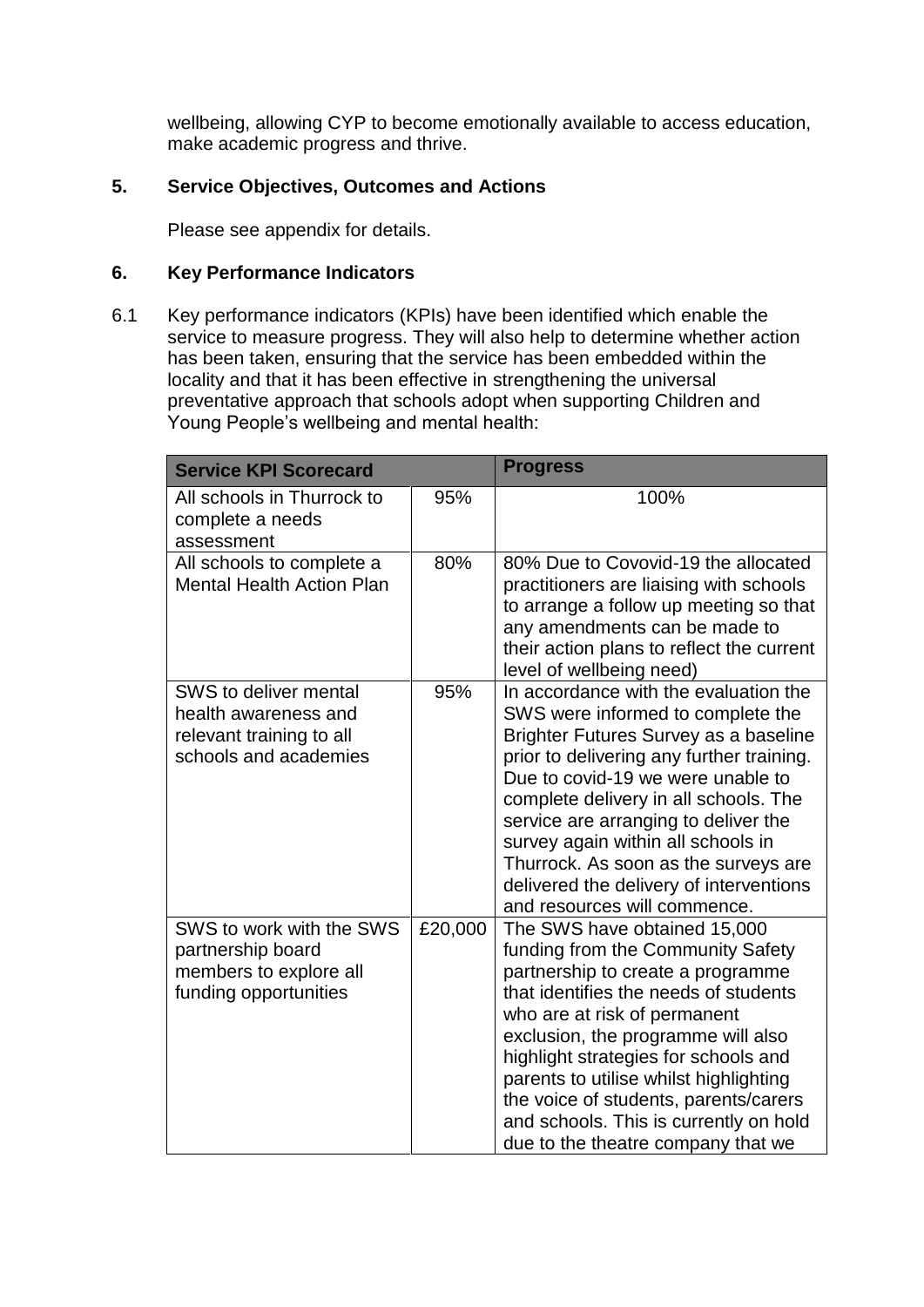wellbeing, allowing CYP to become emotionally available to access education, make academic progress and thrive.

## 5. Service Objectives, Outcomes and Actions

Please see appendix for details.

## 6. Key Performance Indicators

6.1 Key performance indicators (KPIs) have been identified which enable the service to measure progress. They will also help to determine whether action has been taken, ensuring that the service has been embedded within the locality and that it has been effective in strengthening the universal preventative approach that schools adopt when supporting Children and Young People's wellbeing and mental health:

| Service KPI Scorecard | | Progress |
|---|---|---|
| All schools in Thurrock to complete a needs assessment | 95% | 100% |
| All schools to complete a Mental Health Action Plan | 80% | 80% Due to Covovid-19 the allocated practitioners are liaising with schools to arrange a follow up meeting so that any amendments can be made to their action plans to reflect the current level of wellbeing need) |
| SWS to deliver mental health awareness and relevant training to all schools and academies | 95% | In accordance with the evaluation the SWS were informed to complete the Brighter Futures Survey as a baseline prior to delivering any further training. Due to covid-19 we were unable to complete delivery in all schools. The service are arranging to deliver the survey again within all schools in Thurrock. As soon as the surveys are delivered the delivery of interventions and resources will commence. |
| SWS to work with the SWS partnership board members to explore all funding opportunities | £20,000 | The SWS have obtained 15,000 funding from the Community Safety partnership to create a programme that identifies the needs of students who are at risk of permanent exclusion, the programme will also highlight strategies for schools and parents to utilise whilst highlighting the voice of students, parents/carers and schools. This is currently on hold due to the theatre company that we |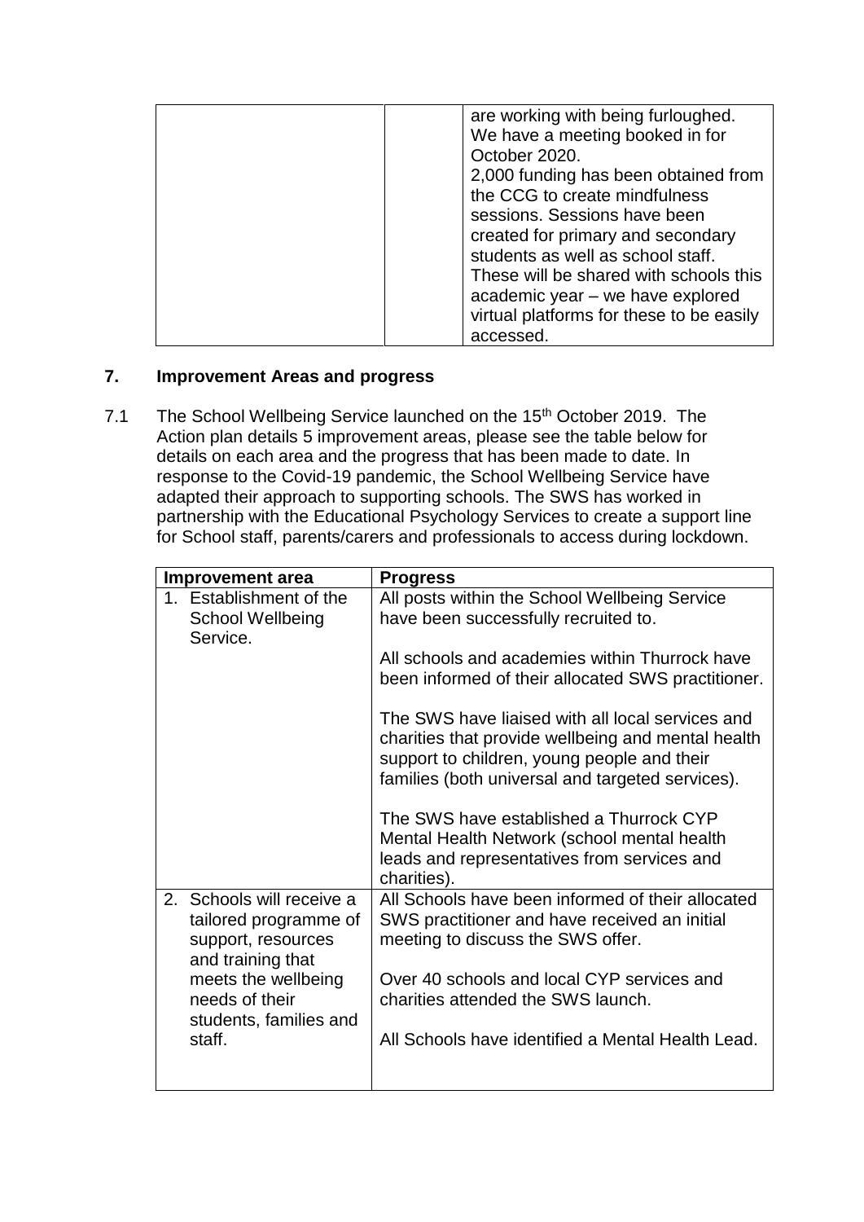| | | |
|---|---|---|
| | | are working with being furloughed. We have a meeting booked in for October 2020. 2,000 funding has been obtained from the CCG to create mindfulness sessions. Sessions have been created for primary and secondary students as well as school staff. These will be shared with schools this academic year – we have explored virtual platforms for these to be easily accessed. |

## 7. Improvement Areas and progress

7.1 The School Wellbeing Service launched on the 15th October 2019. The Action plan details 5 improvement areas, please see the table below for details on each area and the progress that has been made to date. In response to the Covid-19 pandemic, the School Wellbeing Service have adapted their approach to supporting schools. The SWS has worked in partnership with the Educational Psychology Services to create a support line for School staff, parents/carers and professionals to access during lockdown.

| Improvement area | Progress |
|---|---|
| 1. Establishment of the School Wellbeing Service. | All posts within the School Wellbeing Service have been successfully recruited to.<br><br>All schools and academies within Thurrock have been informed of their allocated SWS practitioner.<br><br>The SWS have liaised with all local services and charities that provide wellbeing and mental health support to children, young people and their families (both universal and targeted services).<br><br>The SWS have established a Thurrock CYP Mental Health Network (school mental health leads and representatives from services and charities). |
| 2. Schools will receive a tailored programme of support, resources and training that meets the wellbeing needs of their students, families and staff. | All Schools have been informed of their allocated SWS practitioner and have received an initial meeting to discuss the SWS offer.<br><br>Over 40 schools and local CYP services and charities attended the SWS launch.<br><br>All Schools have identified a Mental Health Lead. |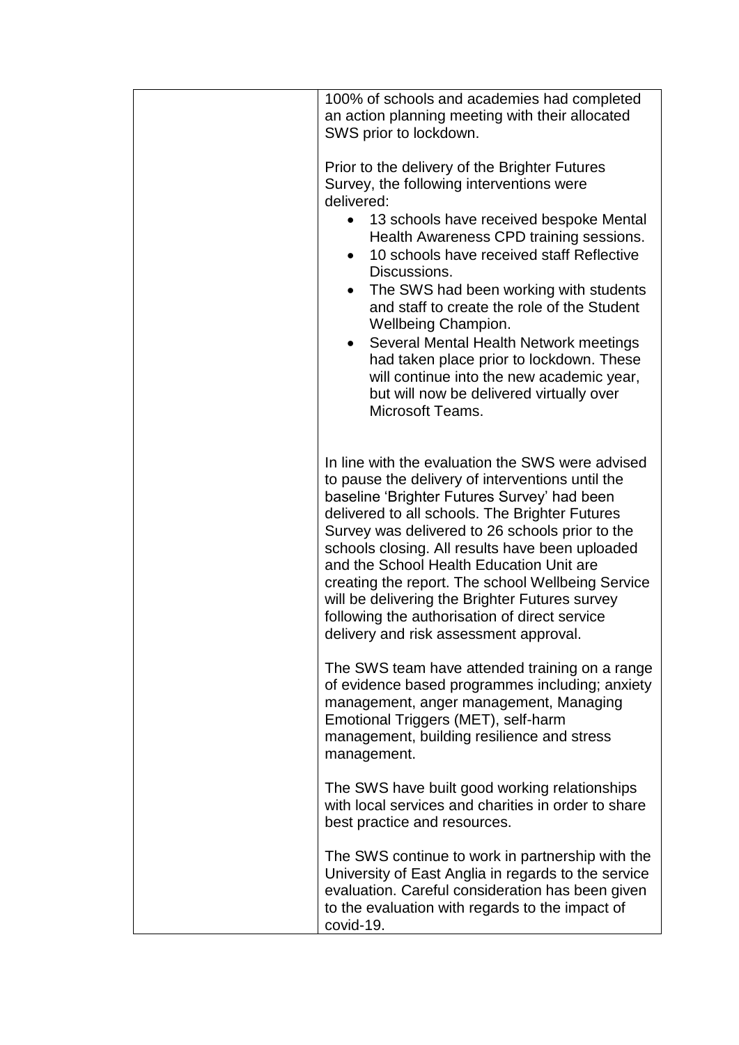| | |
|---|---|
| | 100% of schools and academies had completed an action planning meeting with their allocated SWS prior to lockdown.<br><br>Prior to the delivery of the Brighter Futures Survey, the following interventions were delivered:<br>• 13 schools have received bespoke Mental Health Awareness CPD training sessions.<br>• 10 schools have received staff Reflective Discussions.<br>• The SWS had been working with students and staff to create the role of the Student Wellbeing Champion.<br>• Several Mental Health Network meetings had taken place prior to lockdown. These will continue into the new academic year, but will now be delivered virtually over Microsoft Teams.<br><br>In line with the evaluation the SWS were advised to pause the delivery of interventions until the baseline 'Brighter Futures Survey' had been delivered to all schools. The Brighter Futures Survey was delivered to 26 schools prior to the schools closing. All results have been uploaded and the School Health Education Unit are creating the report. The school Wellbeing Service will be delivering the Brighter Futures survey following the authorisation of direct service delivery and risk assessment approval.<br><br>The SWS team have attended training on a range of evidence based programmes including; anxiety management, anger management, Managing Emotional Triggers (MET), self-harm management, building resilience and stress management.<br><br>The SWS have built good working relationships with local services and charities in order to share best practice and resources.<br><br>The SWS continue to work in partnership with the University of East Anglia in regards to the service evaluation. Careful consideration has been given to the evaluation with regards to the impact of covid-19. |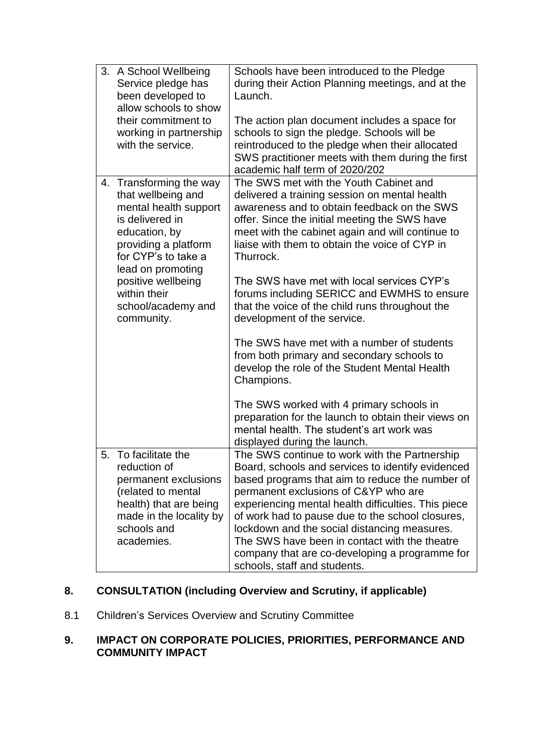| | |
|---|---|
| 3. A School Wellbeing Service pledge has been developed to allow schools to show their commitment to working in partnership with the service. | Schools have been introduced to the Pledge during their Action Planning meetings, and at the Launch.<br><br>The action plan document includes a space for schools to sign the pledge. Schools will be reintroduced to the pledge when their allocated SWS practitioner meets with them during the first academic half term of 2020/202 |
| 4. Transforming the way that wellbeing and mental health support is delivered in education, by providing a platform for CYP's to take a lead on promoting positive wellbeing within their school/academy and community. | The SWS met with the Youth Cabinet and delivered a training session on mental health awareness and to obtain feedback on the SWS offer. Since the initial meeting the SWS have meet with the cabinet again and will continue to liaise with them to obtain the voice of CYP in Thurrock.<br><br>The SWS have met with local services CYP's forums including SERICC and EWMHS to ensure that the voice of the child runs throughout the development of the service.<br><br>The SWS have met with a number of students from both primary and secondary schools to develop the role of the Student Mental Health Champions.<br><br>The SWS worked with 4 primary schools in preparation for the launch to obtain their views on mental health. The student's art work was displayed during the launch. |
| 5. To facilitate the reduction of permanent exclusions (related to mental health) that are being made in the locality by schools and academies. | The SWS continue to work with the Partnership Board, schools and services to identify evidenced based programs that aim to reduce the number of permanent exclusions of C&YP who are experiencing mental health difficulties. This piece of work had to pause due to the school closures, lockdown and the social distancing measures. The SWS have been in contact with the theatre company that are co-developing a programme for schools, staff and students. |

## 8. CONSULTATION (including Overview and Scrutiny, if applicable)

8.1 Children's Services Overview and Scrutiny Committee

## 9. IMPACT ON CORPORATE POLICIES, PRIORITIES, PERFORMANCE AND COMMUNITY IMPACT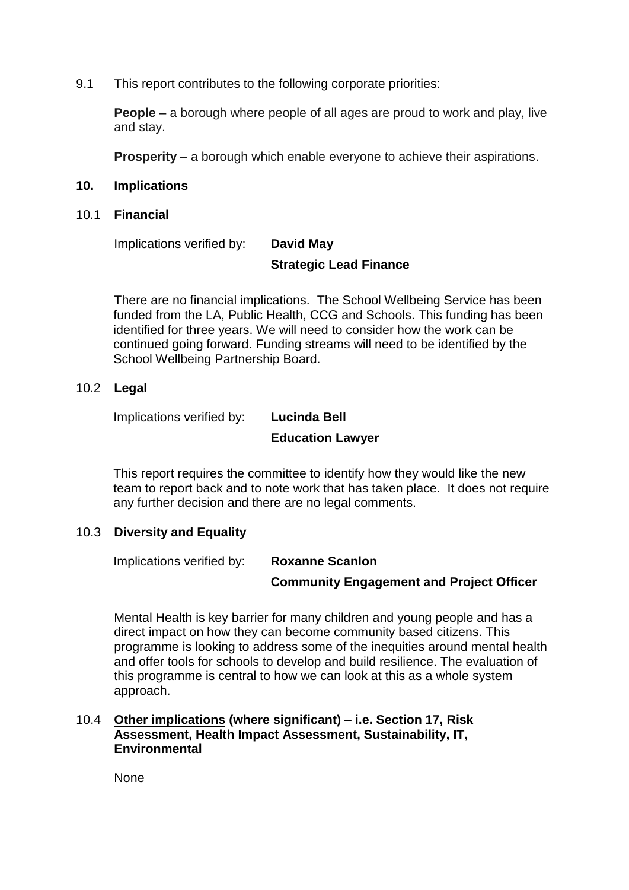9.1 This report contributes to the following corporate priorities:

**People –** a borough where people of all ages are proud to work and play, live and stay.

**Prosperity –** a borough which enable everyone to achieve their aspirations.

## 10. Implications

### 10.1 Financial

Implications verified by: **David May**

**Strategic Lead Finance**

There are no financial implications. The School Wellbeing Service has been funded from the LA, Public Health, CCG and Schools. This funding has been identified for three years. We will need to consider how the work can be continued going forward. Funding streams will need to be identified by the School Wellbeing Partnership Board.

### 10.2 Legal

Implications verified by: **Lucinda Bell**

**Education Lawyer**

This report requires the committee to identify how they would like the new team to report back and to note work that has taken place. It does not require any further decision and there are no legal comments.

### 10.3 Diversity and Equality

Implications verified by: **Roxanne Scanlon**

**Community Engagement and Project Officer**

Mental Health is key barrier for many children and young people and has a direct impact on how they can become community based citizens. This programme is looking to address some of the inequities around mental health and offer tools for schools to develop and build resilience. The evaluation of this programme is central to how we can look at this as a whole system approach.

### 10.4 Other implications (where significant) – i.e. Section 17, Risk Assessment, Health Impact Assessment, Sustainability, IT, Environmental

None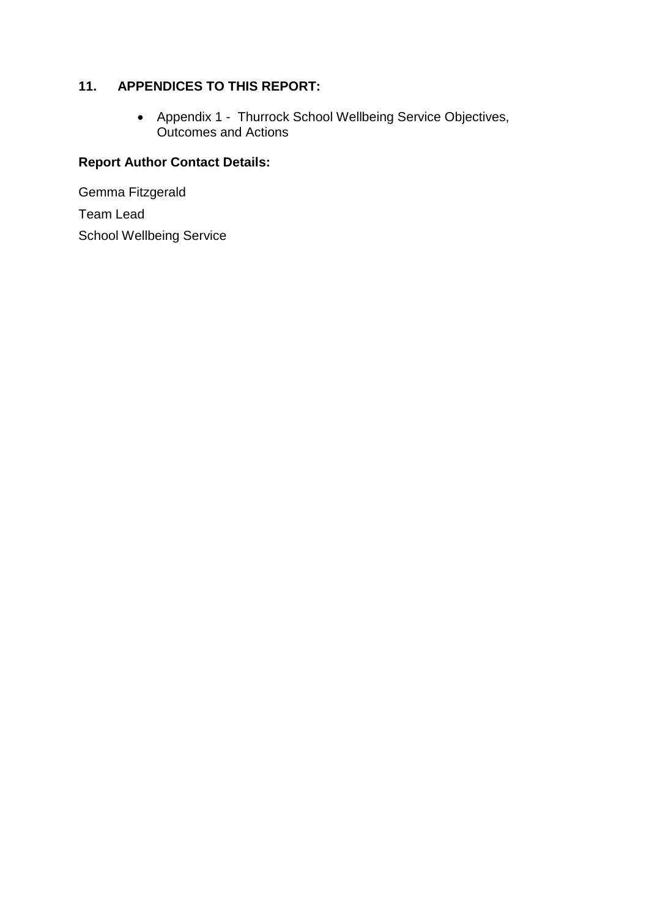## 11. APPENDICES TO THIS REPORT:

- Appendix 1 - Thurrock School Wellbeing Service Objectives, Outcomes and Actions

**Report Author Contact Details:**

Gemma Fitzgerald

Team Lead

School Wellbeing Service